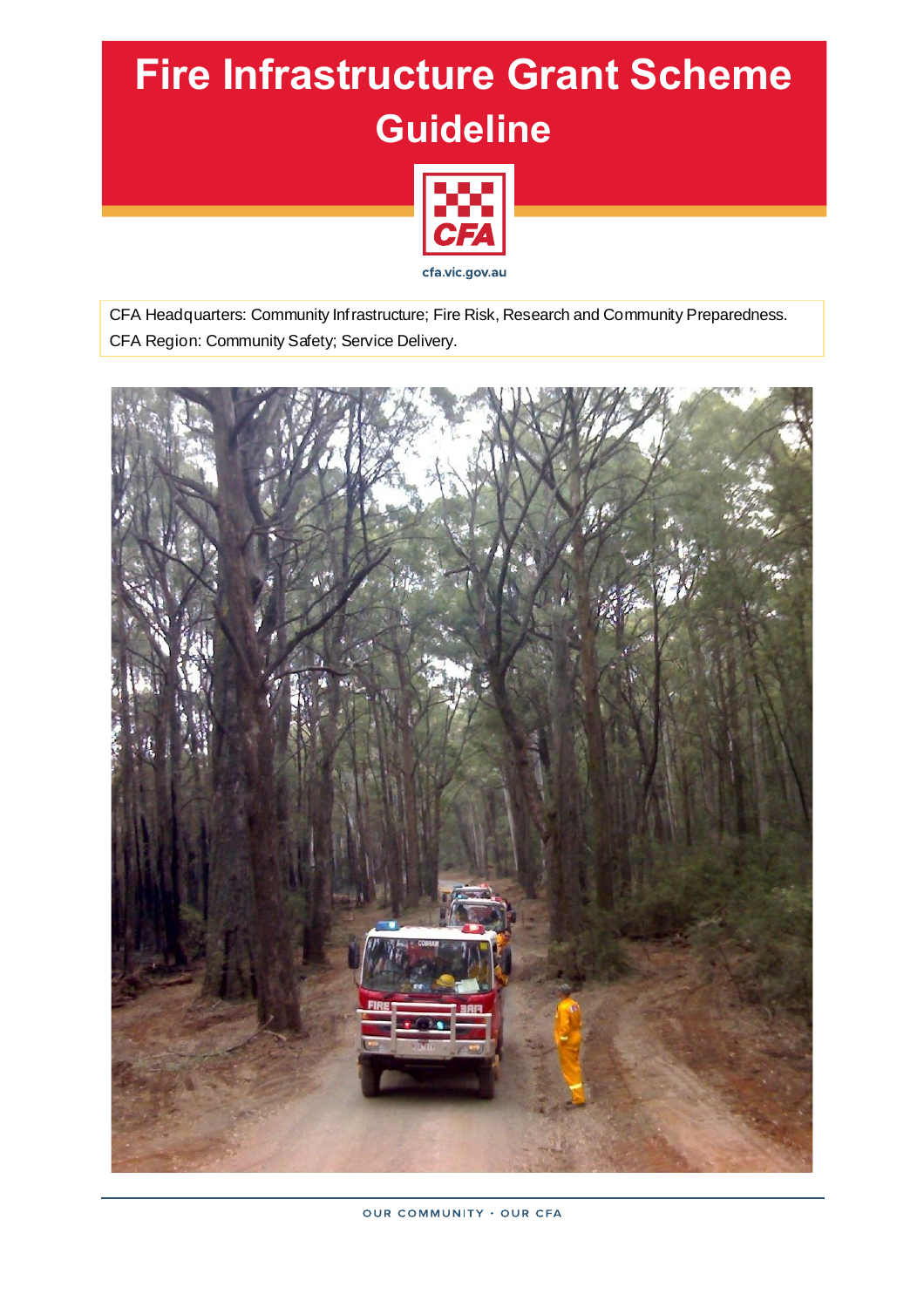# Fire Infrastructure Grant Scheme Guideline

cfa.vic.gov.au

CFA Headquarters: Community Infrastructure; Fire Risk, Research and Community Preparedness.
CFA Region: Community Safety; Service Delivery.

OUR COMMUNITY · OUR CFA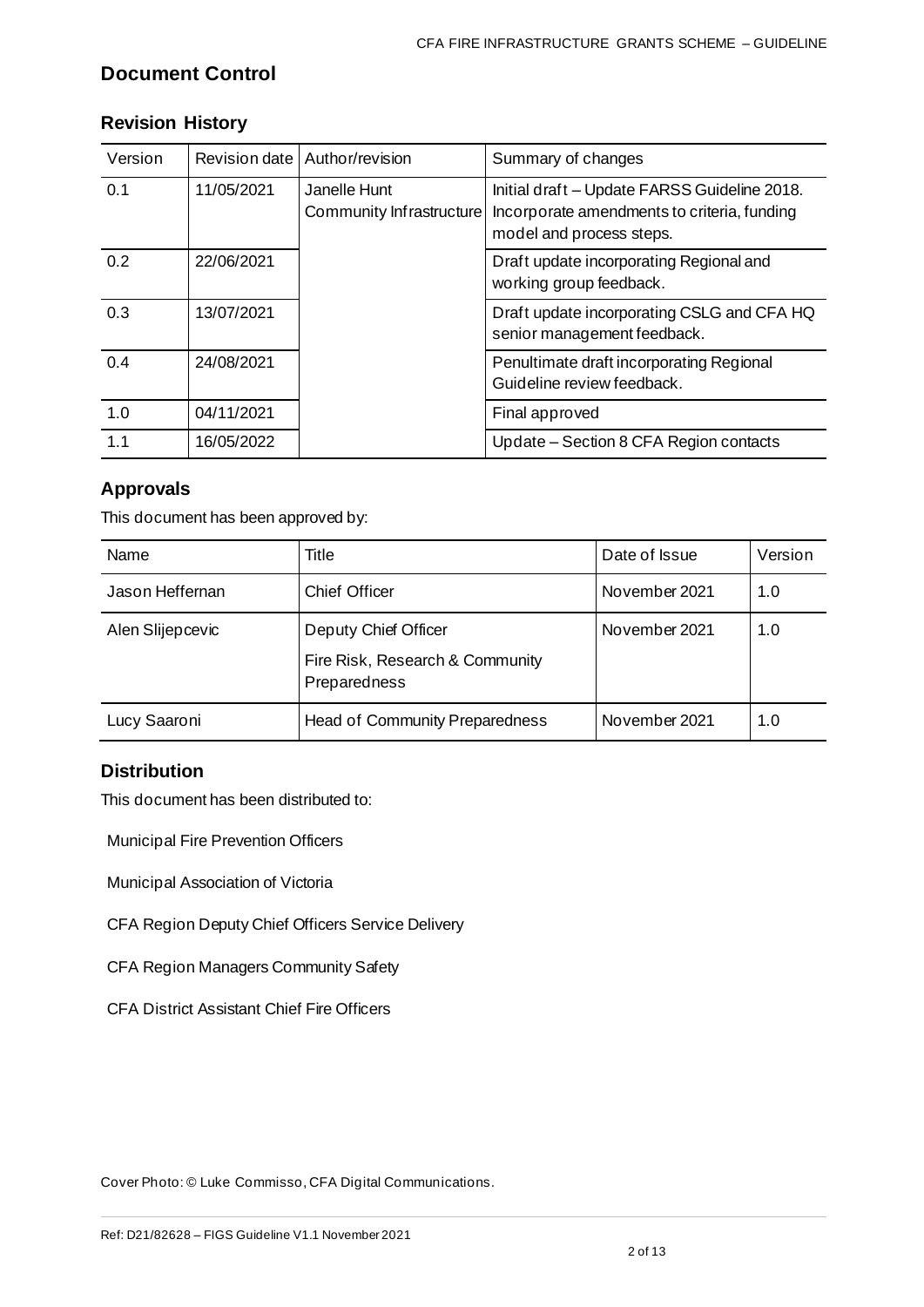## Document Control

### Revision History

| Version | Revision date | Author/revision | Summary of changes |
|---|---|---|---|
| 0.1 | 11/05/2021 | Janelle Hunt Community Infrastructure | Initial draft – Update FARSS Guideline 2018. Incorporate amendments to criteria, funding model and process steps. |
| 0.2 | 22/06/2021 | | Draft update incorporating Regional and working group feedback. |
| 0.3 | 13/07/2021 | | Draft update incorporating CSLG and CFA HQ senior management feedback. |
| 0.4 | 24/08/2021 | | Penultimate draft incorporating Regional Guideline review feedback. |
| 1.0 | 04/11/2021 | | Final approved |
| 1.1 | 16/05/2022 | | Update – Section 8 CFA Region contacts |

### Approvals

This document has been approved by:

| Name | Title | Date of Issue | Version |
|---|---|---|---|
| Jason Heffernan | Chief Officer | November 2021 | 1.0 |
| Alen Slijepcevic | Deputy Chief Officer<br>Fire Risk, Research & Community Preparedness | November 2021 | 1.0 |
| Lucy Saaroni | Head of Community Preparedness | November 2021 | 1.0 |

### Distribution

This document has been distributed to:

Municipal Fire Prevention Officers

Municipal Association of Victoria

CFA Region Deputy Chief Officers Service Delivery

CFA Region Managers Community Safety

CFA District Assistant Chief Fire Officers

Cover Photo: © Luke Commisso, CFA Digital Communications.

Ref: D21/82628 – FIGS Guideline V1.1 November 2021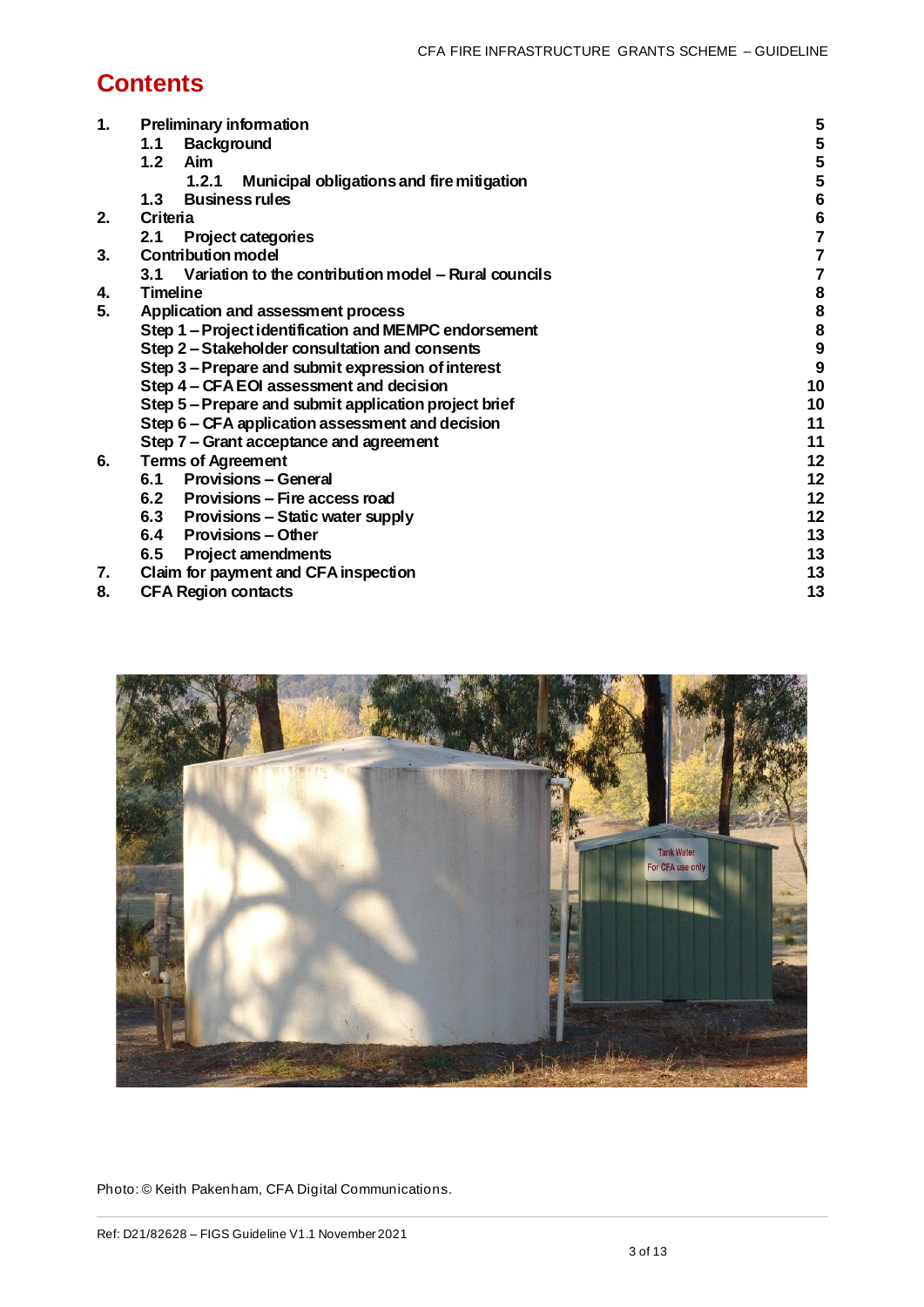# Contents

| | | |
|---|---|---|
| 1. | Preliminary information | 5 |
| | 1.1 Background | 5 |
| | 1.2 Aim | 5 |
| | 1.2.1 Municipal obligations and fire mitigation | 5 |
| | 1.3 Business rules | 6 |
| 2. | Criteria | 6 |
| | 2.1 Project categories | 7 |
| 3. | Contribution model | 7 |
| | 3.1 Variation to the contribution model – Rural councils | 7 |
| 4. | Timeline | 8 |
| 5. | Application and assessment process | 8 |
| | Step 1 – Project identification and MEMPC endorsement | 8 |
| | Step 2 – Stakeholder consultation and consents | 9 |
| | Step 3 – Prepare and submit expression of interest | 9 |
| | Step 4 – CFA EOI assessment and decision | 10 |
| | Step 5 – Prepare and submit application project brief | 10 |
| | Step 6 – CFA application assessment and decision | 11 |
| | Step 7 – Grant acceptance and agreement | 11 |
| 6. | Terms of Agreement | 12 |
| | 6.1 Provisions – General | 12 |
| | 6.2 Provisions – Fire access road | 12 |
| | 6.3 Provisions – Static water supply | 12 |
| | 6.4 Provisions – Other | 13 |
| | 6.5 Project amendments | 13 |
| 7. | Claim for payment and CFA inspection | 13 |
| 8. | CFA Region contacts | 13 |

Photo: © Keith Pakenham, CFA Digital Communications.

Ref: D21/82628 – FIGS Guideline V1.1 November 2021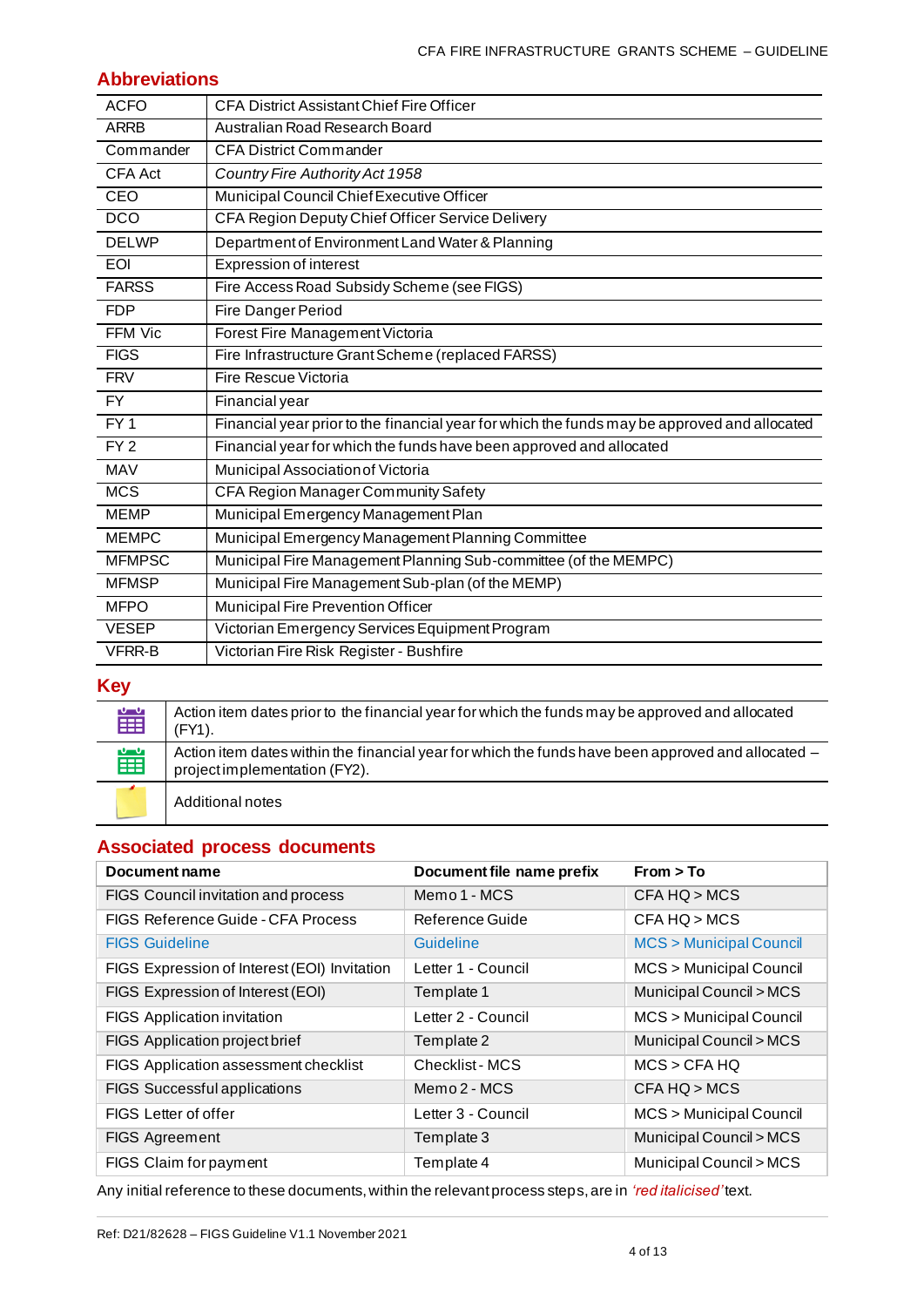## Abbreviations

| | |
|---|---|
| ACFO | CFA District Assistant Chief Fire Officer |
| ARRB | Australian Road Research Board |
| Commander | CFA District Commander |
| CFA Act | *Country Fire Authority Act 1958* |
| CEO | Municipal Council Chief Executive Officer |
| DCO | CFA Region Deputy Chief Officer Service Delivery |
| DELWP | Department of Environment Land Water & Planning |
| EOI | Expression of interest |
| FARSS | Fire Access Road Subsidy Scheme (see FIGS) |
| FDP | Fire Danger Period |
| FFM Vic | Forest Fire Management Victoria |
| FIGS | Fire Infrastructure Grant Scheme (replaced FARSS) |
| FRV | Fire Rescue Victoria |
| FY | Financial year |
| FY 1 | Financial year prior to the financial year for which the funds may be approved and allocated |
| FY 2 | Financial year for which the funds have been approved and allocated |
| MAV | Municipal Association of Victoria |
| MCS | CFA Region Manager Community Safety |
| MEMP | Municipal Emergency Management Plan |
| MEMPC | Municipal Emergency Management Planning Committee |
| MFMPSC | Municipal Fire Management Planning Sub-committee (of the MEMPC) |
| MFMSP | Municipal Fire Management Sub-plan (of the MEMP) |
| MFPO | Municipal Fire Prevention Officer |
| VESEP | Victorian Emergency Services Equipment Program |
| VFRR-B | Victorian Fire Risk Register - Bushfire |

## Key

| | |
|---|---|
| 📅 | Action item dates prior to the financial year for which the funds may be approved and allocated (FY1). |
| 📅 | Action item dates within the financial year for which the funds have been approved and allocated – project implementation (FY2). |
| 🗒 | Additional notes |

## Associated process documents

| Document name | Document file name prefix | From > To |
|---|---|---|
| FIGS Council invitation and process | Memo 1 - MCS | CFA HQ > MCS |
| FIGS Reference Guide - CFA Process | Reference Guide | CFA HQ > MCS |
| FIGS Guideline | Guideline | MCS > Municipal Council |
| FIGS Expression of Interest (EOI) Invitation | Letter 1 - Council | MCS > Municipal Council |
| FIGS Expression of Interest (EOI) | Template 1 | Municipal Council > MCS |
| FIGS Application invitation | Letter 2 - Council | MCS > Municipal Council |
| FIGS Application project brief | Template 2 | Municipal Council > MCS |
| FIGS Application assessment checklist | Checklist - MCS | MCS > CFA HQ |
| FIGS Successful applications | Memo 2 - MCS | CFA HQ > MCS |
| FIGS Letter of offer | Letter 3 - Council | MCS > Municipal Council |
| FIGS Agreement | Template 3 | Municipal Council > MCS |
| FIGS Claim for payment | Template 4 | Municipal Council > MCS |

Any initial reference to these documents, within the relevant process steps, are in *'red italicised'* text.

Ref: D21/82628 – FIGS Guideline V1.1 November 2021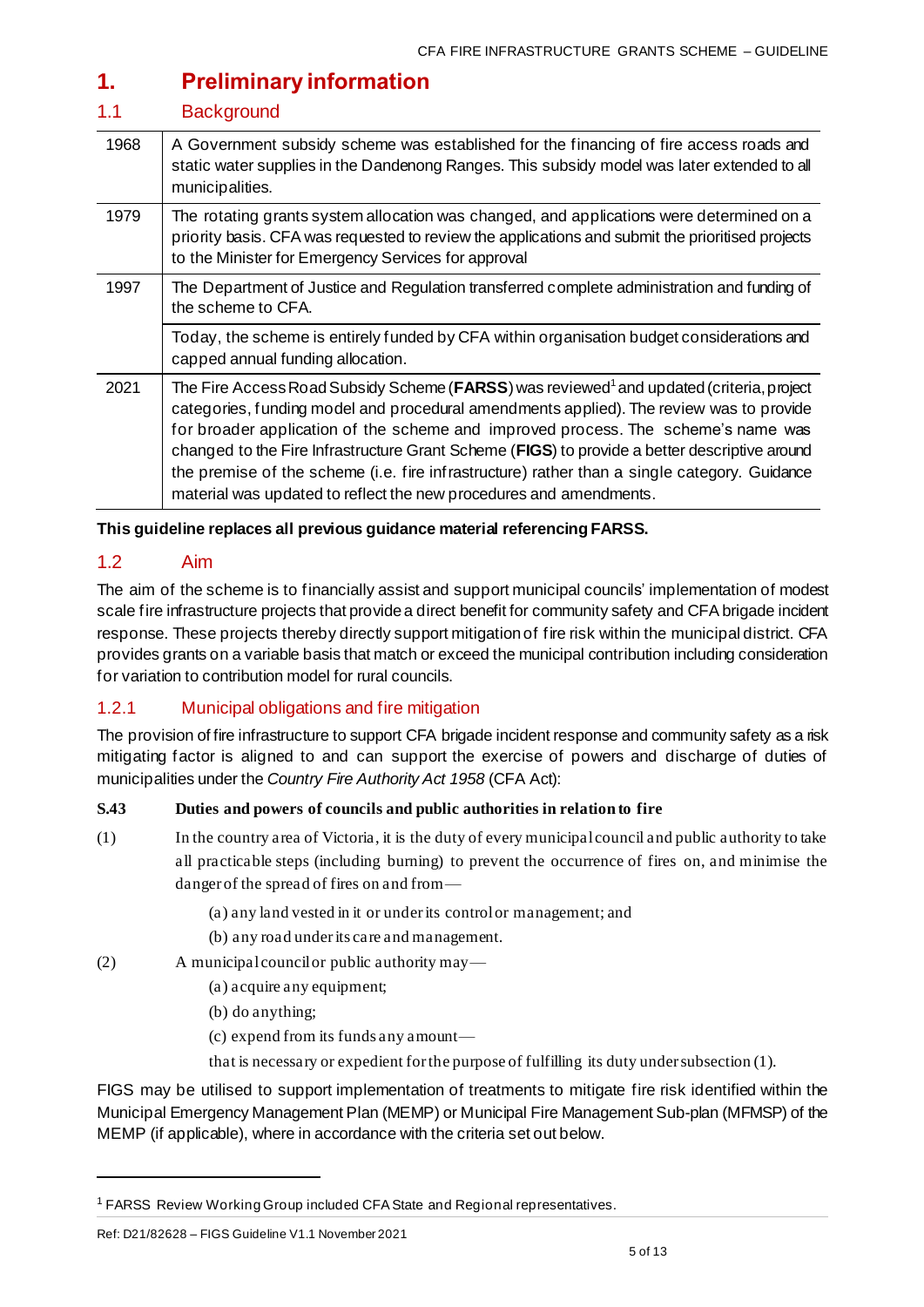# 1. Preliminary information

## 1.1 Background

| | |
|---|---|
| 1968 | A Government subsidy scheme was established for the financing of fire access roads and static water supplies in the Dandenong Ranges. This subsidy model was later extended to all municipalities. |
| 1979 | The rotating grants system allocation was changed, and applications were determined on a priority basis. CFA was requested to review the applications and submit the prioritised projects to the Minister for Emergency Services for approval |
| 1997 | The Department of Justice and Regulation transferred complete administration and funding of the scheme to CFA. |
| | Today, the scheme is entirely funded by CFA within organisation budget considerations and capped annual funding allocation. |
| 2021 | The Fire Access Road Subsidy Scheme (**FARSS**) was reviewed[1] and updated (criteria, project categories, funding model and procedural amendments applied). The review was to provide for broader application of the scheme and improved process. The scheme's name was changed to the Fire Infrastructure Grant Scheme (**FIGS**) to provide a better descriptive around the premise of the scheme (i.e. fire infrastructure) rather than a single category. Guidance material was updated to reflect the new procedures and amendments. |

**This guideline replaces all previous guidance material referencing FARSS.**

## 1.2 Aim

The aim of the scheme is to financially assist and support municipal councils' implementation of modest scale fire infrastructure projects that provide a direct benefit for community safety and CFA brigade incident response. These projects thereby directly support mitigation of fire risk within the municipal district. CFA provides grants on a variable basis that match or exceed the municipal contribution including consideration for variation to contribution model for rural councils.

### 1.2.1 Municipal obligations and fire mitigation

The provision of fire infrastructure to support CFA brigade incident response and community safety as a risk mitigating factor is aligned to and can support the exercise of powers and discharge of duties of municipalities under the *Country Fire Authority Act 1958* (CFA Act):

**S.43 Duties and powers of councils and public authorities in relation to fire**

(1) In the country area of Victoria, it is the duty of every municipal council and public authority to take all practicable steps (including burning) to prevent the occurrence of fires on, and minimise the danger of the spread of fires on and from—

(a) any land vested in it or under its control or management; and

(b) any road under its care and management.

(2) A municipal council or public authority may—

(a) acquire any equipment;

(b) do anything;

(c) expend from its funds any amount—

that is necessary or expedient for the purpose of fulfilling its duty under subsection (1).

FIGS may be utilised to support implementation of treatments to mitigate fire risk identified within the Municipal Emergency Management Plan (MEMP) or Municipal Fire Management Sub-plan (MFMSP) of the MEMP (if applicable), where in accordance with the criteria set out below.

---

[1] FARSS Review Working Group included CFA State and Regional representatives.

Ref: D21/82628 – FIGS Guideline V1.1 November 2021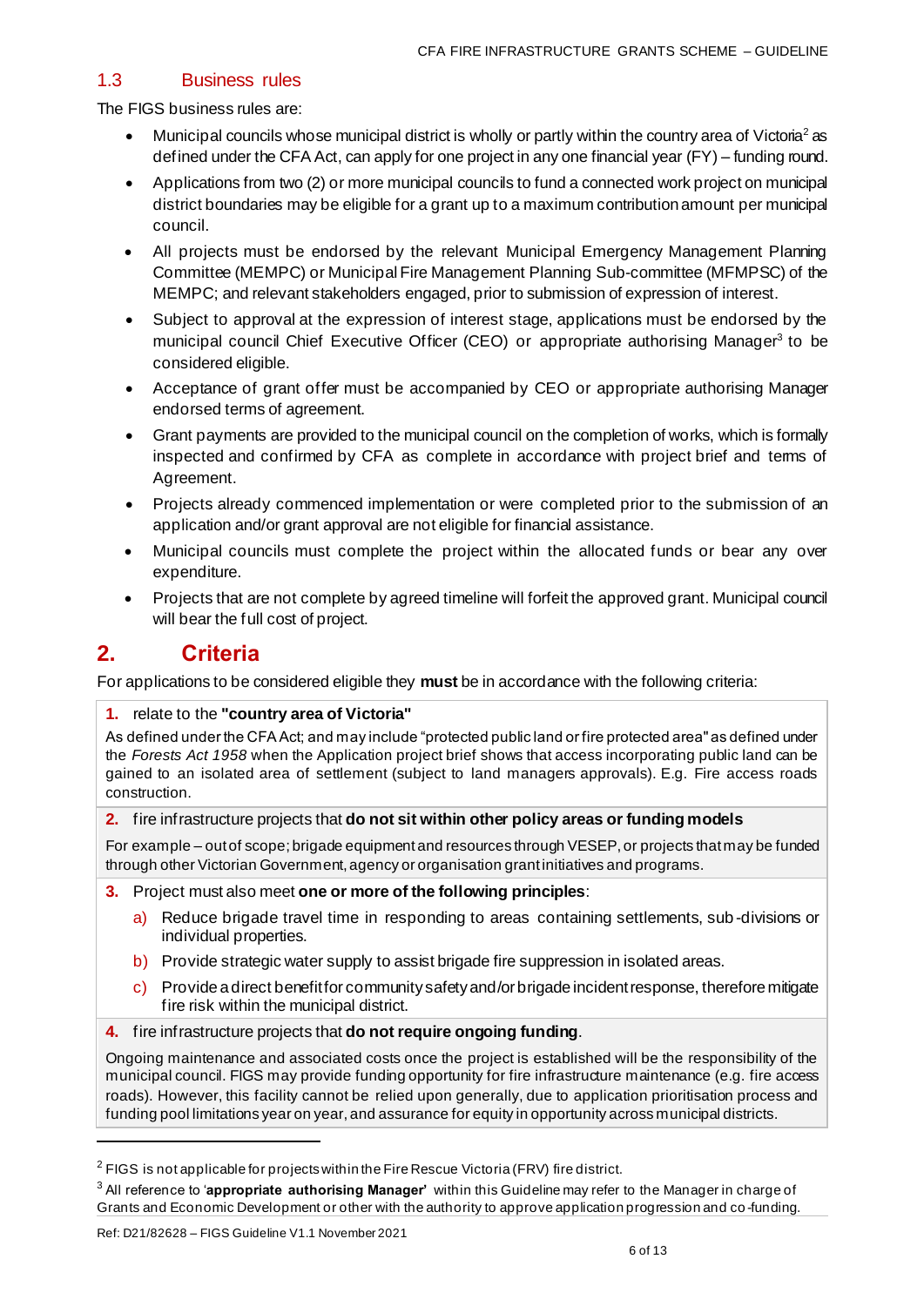## 1.3 Business rules

The FIGS business rules are:

- Municipal councils whose municipal district is wholly or partly within the country area of Victoria[2] as defined under the CFA Act, can apply for one project in any one financial year (FY) – funding round.
- Applications from two (2) or more municipal councils to fund a connected work project on municipal district boundaries may be eligible for a grant up to a maximum contribution amount per municipal council.
- All projects must be endorsed by the relevant Municipal Emergency Management Planning Committee (MEMPC) or Municipal Fire Management Planning Sub-committee (MFMPSC) of the MEMPC; and relevant stakeholders engaged, prior to submission of expression of interest.
- Subject to approval at the expression of interest stage, applications must be endorsed by the municipal council Chief Executive Officer (CEO) or appropriate authorising Manager[3] to be considered eligible.
- Acceptance of grant offer must be accompanied by CEO or appropriate authorising Manager endorsed terms of agreement.
- Grant payments are provided to the municipal council on the completion of works, which is formally inspected and confirmed by CFA as complete in accordance with project brief and terms of Agreement.
- Projects already commenced implementation or were completed prior to the submission of an application and/or grant approval are not eligible for financial assistance.
- Municipal councils must complete the project within the allocated funds or bear any over expenditure.
- Projects that are not complete by agreed timeline will forfeit the approved grant. Municipal council will bear the full cost of project.

# 2. Criteria

For applications to be considered eligible they **must** be in accordance with the following criteria:

**1.** relate to the **"country area of Victoria"**

As defined under the CFA Act; and may include "protected public land or fire protected area" as defined under the *Forests Act 1958* when the Application project brief shows that access incorporating public land can be gained to an isolated area of settlement (subject to land managers approvals). E.g. Fire access roads construction.

**2.** fire infrastructure projects that **do not sit within other policy areas or funding models**

For example – out of scope; brigade equipment and resources through VESEP, or projects that may be funded through other Victorian Government, agency or organisation grant initiatives and programs.

**3.** Project must also meet **one or more of the following principles**:

a) Reduce brigade travel time in responding to areas containing settlements, sub-divisions or individual properties.

b) Provide strategic water supply to assist brigade fire suppression in isolated areas.

c) Provide a direct benefit for community safety and/or brigade incident response, therefore mitigate fire risk within the municipal district.

**4.** fire infrastructure projects that **do not require ongoing funding**.

Ongoing maintenance and associated costs once the project is established will be the responsibility of the municipal council. FIGS may provide funding opportunity for fire infrastructure maintenance (e.g. fire access roads). However, this facility cannot be relied upon generally, due to application prioritisation process and funding pool limitations year on year, and assurance for equity in opportunity across municipal districts.

---

[2] FIGS is not applicable for projects within the Fire Rescue Victoria (FRV) fire district.

[3] All reference to '**appropriate authorising Manager**' within this Guideline may refer to the Manager in charge of Grants and Economic Development or other with the authority to approve application progression and co-funding.

Ref: D21/82628 – FIGS Guideline V1.1 November 2021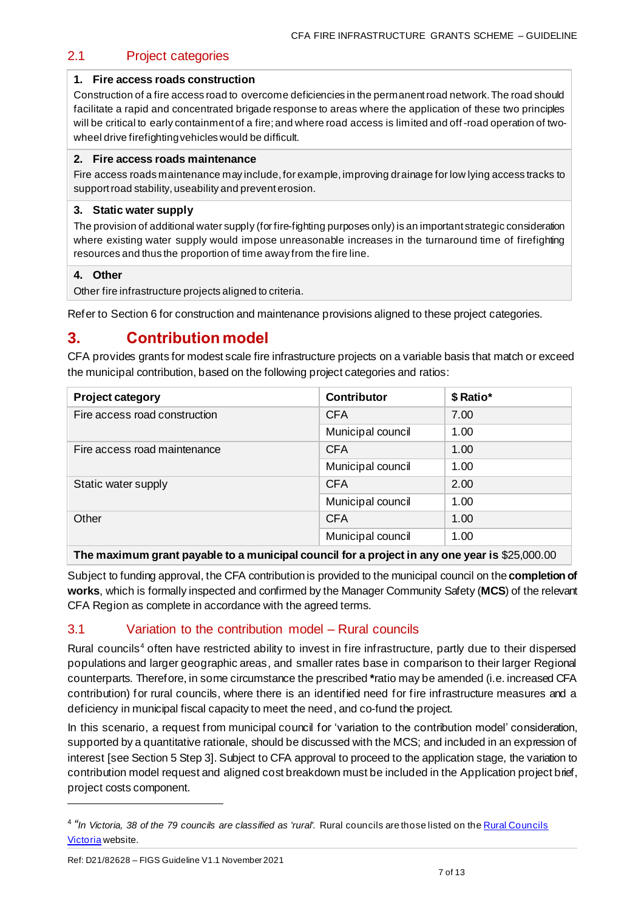## 2.1 Project categories

| |
|---|
| **1. Fire access roads construction** |
| Construction of a fire access road to overcome deficiencies in the permanent road network. The road should facilitate a rapid and concentrated brigade response to areas where the application of these two principles will be critical to early containment of a fire; and where road access is limited and off-road operation of two-wheel drive firefighting vehicles would be difficult. |
| **2. Fire access roads maintenance** |
| Fire access roads maintenance may include, for example, improving drainage for low lying access tracks to support road stability, useability and prevent erosion. |
| **3. Static water supply** |
| The provision of additional water supply (for fire-fighting purposes only) is an important strategic consideration where existing water supply would impose unreasonable increases in the turnaround time of firefighting resources and thus the proportion of time away from the fire line. |
| **4. Other** |
| Other fire infrastructure projects aligned to criteria. |

Refer to Section 6 for construction and maintenance provisions aligned to these project categories.

# 3. Contribution model

CFA provides grants for modest scale fire infrastructure projects on a variable basis that match or exceed the municipal contribution, based on the following project categories and ratios:

| Project category | Contributor | $ Ratio* |
|---|---|---|
| Fire access road construction | CFA | 7.00 |
| | Municipal council | 1.00 |
| Fire access road maintenance | CFA | 1.00 |
| | Municipal council | 1.00 |
| Static water supply | CFA | 2.00 |
| | Municipal council | 1.00 |
| Other | CFA | 1.00 |
| | Municipal council | 1.00 |
| **The maximum grant payable to a municipal council for a project in any one year is** $25,000.00 | | |

Subject to funding approval, the CFA contribution is provided to the municipal council on the **completion of works**, which is formally inspected and confirmed by the Manager Community Safety (**MCS**) of the relevant CFA Region as complete in accordance with the agreed terms.

## 3.1 Variation to the contribution model – Rural councils

Rural councils[4] often have restricted ability to invest in fire infrastructure, partly due to their dispersed populations and larger geographic areas, and smaller rates base in comparison to their larger Regional counterparts. Therefore, in some circumstance the prescribed ***ratio** may be amended (i.e. increased CFA contribution) for rural councils, where there is an identified need for fire infrastructure measures and a deficiency in municipal fiscal capacity to meet the need, and co-fund the project.

In this scenario, a request from municipal council for 'variation to the contribution model' consideration, supported by a quantitative rationale, should be discussed with the MCS; and included in an expression of interest [see Section 5 Step 3]. Subject to CFA approval to proceed to the application stage, the variation to contribution model request and aligned cost breakdown must be included in the Application project brief, project costs component.

---

[4] *"In Victoria, 38 of the 79 councils are classified as 'rural'.* Rural councils are those listed on the Rural Councils Victoria website.

Ref: D21/82628 – FIGS Guideline V1.1 November 2021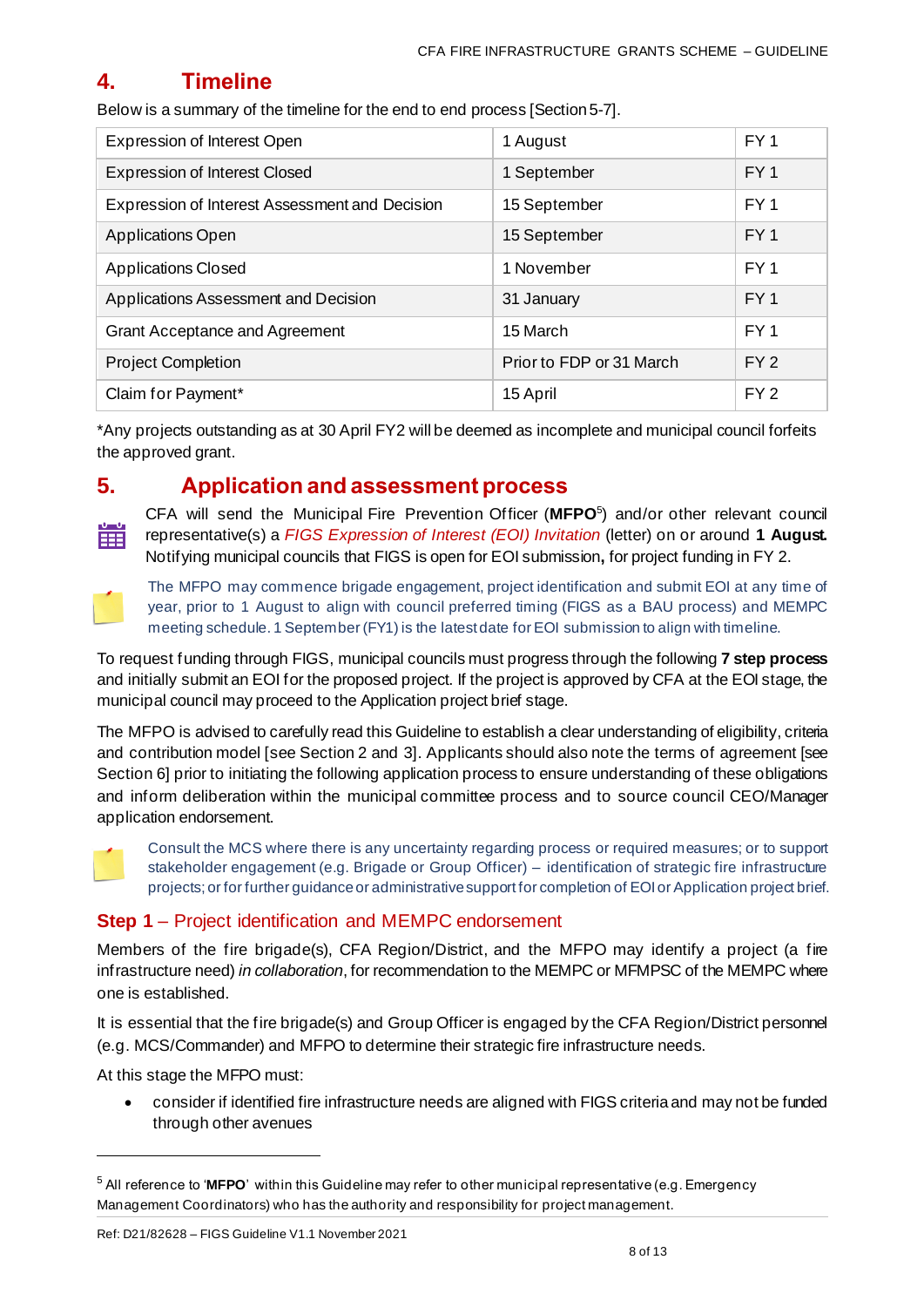# 4. Timeline

Below is a summary of the timeline for the end to end process [Section 5-7].

| Expression of Interest Open | 1 August | FY 1 |
|---|---|---|
| Expression of Interest Closed | 1 September | FY 1 |
| Expression of Interest Assessment and Decision | 15 September | FY 1 |
| Applications Open | 15 September | FY 1 |
| Applications Closed | 1 November | FY 1 |
| Applications Assessment and Decision | 31 January | FY 1 |
| Grant Acceptance and Agreement | 15 March | FY 1 |
| Project Completion | Prior to FDP or 31 March | FY 2 |
| Claim for Payment* | 15 April | FY 2 |

*Any projects outstanding as at 30 April FY2 will be deemed as incomplete and municipal council forfeits the approved grant.

# 5. Application and assessment process

CFA will send the Municipal Fire Prevention Officer (**MFPO**[5]) and/or other relevant council representative(s) a *FIGS Expression of Interest (EOI) Invitation* (letter) on or around **1 August**. Notifying municipal councils that FIGS is open for EOI submission**,** for project funding in FY 2.

The MFPO may commence brigade engagement, project identification and submit EOI at any time of year, prior to 1 August to align with council preferred timing (FIGS as a BAU process) and MEMPC meeting schedule. 1 September (FY1) is the latest date for EOI submission to align with timeline.

To request funding through FIGS, municipal councils must progress through the following **7 step process** and initially submit an EOI for the proposed project. If the project is approved by CFA at the EOI stage, the municipal council may proceed to the Application project brief stage.

The MFPO is advised to carefully read this Guideline to establish a clear understanding of eligibility, criteria and contribution model [see Section 2 and 3]. Applicants should also note the terms of agreement [see Section 6] prior to initiating the following application process to ensure understanding of these obligations and inform deliberation within the municipal committee process and to source council CEO/Manager application endorsement.

Consult the MCS where there is any uncertainty regarding process or required measures; or to support stakeholder engagement (e.g. Brigade or Group Officer) – identification of strategic fire infrastructure projects; or for further guidance or administrative support for completion of EOI or Application project brief.

## Step 1 – Project identification and MEMPC endorsement

Members of the fire brigade(s), CFA Region/District, and the MFPO may identify a project (a fire infrastructure need) *in collaboration*, for recommendation to the MEMPC or MFMPSC of the MEMPC where one is established.

It is essential that the fire brigade(s) and Group Officer is engaged by the CFA Region/District personnel (e.g. MCS/Commander) and MFPO to determine their strategic fire infrastructure needs.

At this stage the MFPO must:

- consider if identified fire infrastructure needs are aligned with FIGS criteria and may not be funded through other avenues

[5] All reference to '**MFPO**' within this Guideline may refer to other municipal representative (e.g. Emergency Management Coordinators) who has the authority and responsibility for project management.

Ref: D21/82628 – FIGS Guideline V1.1 November 2021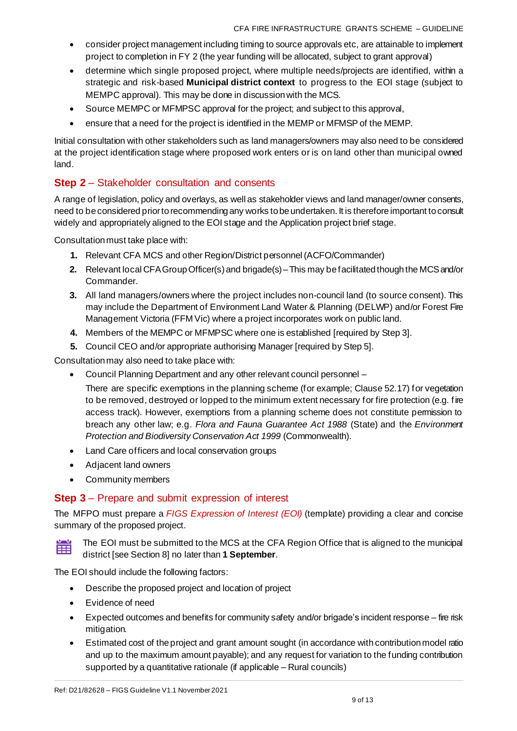- consider project management including timing to source approvals etc, are attainable to implement project to completion in FY 2 (the year funding will be allocated, subject to grant approval)
- determine which single proposed project, where multiple needs/projects are identified, within a strategic and risk-based **Municipal district context** to progress to the EOI stage (subject to MEMPC approval). This may be done in discussion with the MCS.
- Source MEMPC or MFMPSC approval for the project; and subject to this approval,
- ensure that a need for the project is identified in the MEMP or MFMSP of the MEMP.

Initial consultation with other stakeholders such as land managers/owners may also need to be considered at the project identification stage where proposed work enters or is on land other than municipal owned land.

## **Step 2** – Stakeholder consultation and consents

A range of legislation, policy and overlays, as well as stakeholder views and land manager/owner consents, need to be considered prior to recommending any works to be undertaken. It is therefore important to consult widely and appropriately aligned to the EOI stage and the Application project brief stage.

Consultation must take place with:

1. Relevant CFA MCS and other Region/District personnel (ACFO/Commander)
2. Relevant local CFA Group Officer(s) and brigade(s) – This may be facilitated though the MCS and/or Commander.
3. All land managers/owners where the project includes non-council land (to source consent). This may include the Department of Environment Land Water & Planning (DELWP) and/or Forest Fire Management Victoria (FFM Vic) where a project incorporates work on public land.
4. Members of the MEMPC or MFMPSC where one is established [required by Step 3].
5. Council CEO and/or appropriate authorising Manager [required by Step 5].

Consultation may also need to take place with:

- Council Planning Department and any other relevant council personnel –

  There are specific exemptions in the planning scheme (for example; Clause 52.17) for vegetation to be removed, destroyed or lopped to the minimum extent necessary for fire protection (e.g. fire access track). However, exemptions from a planning scheme does not constitute permission to breach any other law; e.g. *Flora and Fauna Guarantee Act 1988* (State) and the *Environment Protection and Biodiversity Conservation Act 1999* (Commonwealth).
- Land Care officers and local conservation groups
- Adjacent land owners
- Community members

## **Step 3** – Prepare and submit expression of interest

The MFPO must prepare a *FIGS Expression of Interest (EOI)* (template) providing a clear and concise summary of the proposed project.

The EOI must be submitted to the MCS at the CFA Region Office that is aligned to the municipal district [see Section 8] no later than **1 September**.

The EOI should include the following factors:

- Describe the proposed project and location of project
- Evidence of need
- Expected outcomes and benefits for community safety and/or brigade's incident response – fire risk mitigation.
- Estimated cost of the project and grant amount sought (in accordance with contribution model ratio and up to the maximum amount payable); and any request for variation to the funding contribution supported by a quantitative rationale (if applicable – Rural councils)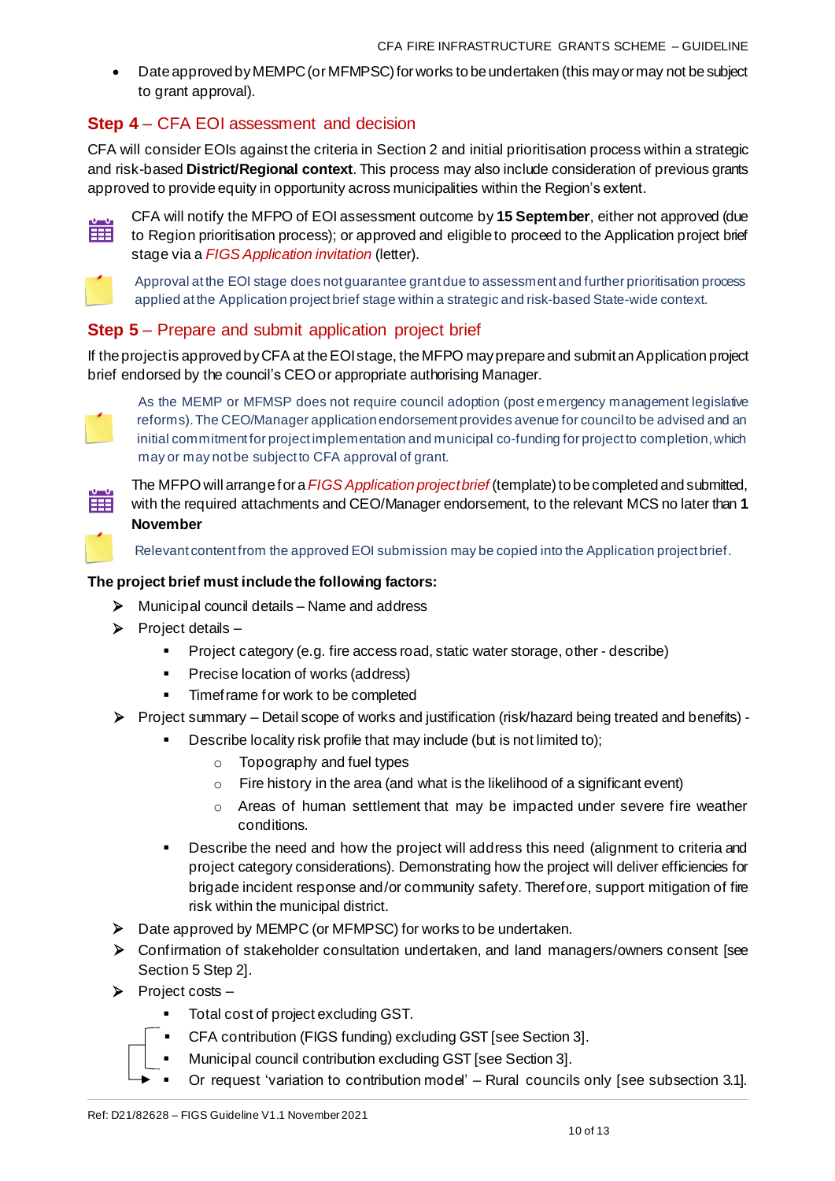- Date approved by MEMPC (or MFMPSC) for works to be undertaken (this may or may not be subject to grant approval).

### **Step 4** – CFA EOI assessment and decision

CFA will consider EOIs against the criteria in Section 2 and initial prioritisation process within a strategic and risk-based **District/Regional context**. This process may also include consideration of previous grants approved to provide equity in opportunity across municipalities within the Region's extent.

CFA will notify the MFPO of EOI assessment outcome by **15 September**, either not approved (due to Region prioritisation process); or approved and eligible to proceed to the Application project brief stage via a *FIGS Application invitation* (letter).

Approval at the EOI stage does not guarantee grant due to assessment and further prioritisation process applied at the Application project brief stage within a strategic and risk-based State-wide context.

### **Step 5** – Prepare and submit application project brief

If the project is approved by CFA at the EOI stage, the MFPO may prepare and submit an Application project brief endorsed by the council's CEO or appropriate authorising Manager.

As the MEMP or MFMSP does not require council adoption (post emergency management legislative reforms). The CEO/Manager application endorsement provides avenue for council to be advised and an initial commitment for project implementation and municipal co-funding for project to completion, which may or may not be subject to CFA approval of grant.

The MFPO will arrange for a *FIGS Application project brief* (template) to be completed and submitted, with the required attachments and CEO/Manager endorsement, to the relevant MCS no later than **1 November**

Relevant content from the approved EOI submission may be copied into the Application project brief.

**The project brief must include the following factors:**

- Municipal council details – Name and address
- Project details –
  - Project category (e.g. fire access road, static water storage, other - describe)
  - Precise location of works (address)
  - Timeframe for work to be completed
- Project summary – Detail scope of works and justification (risk/hazard being treated and benefits) -
  - Describe locality risk profile that may include (but is not limited to);
    - Topography and fuel types
    - Fire history in the area (and what is the likelihood of a significant event)
    - Areas of human settlement that may be impacted under severe fire weather conditions.
  - Describe the need and how the project will address this need (alignment to criteria and project category considerations). Demonstrating how the project will deliver efficiencies for brigade incident response and/or community safety. Therefore, support mitigation of fire risk within the municipal district.
- Date approved by MEMPC (or MFMPSC) for works to be undertaken.
- Confirmation of stakeholder consultation undertaken, and land managers/owners consent [see Section 5 Step 2].
- Project costs –
  - Total cost of project excluding GST.
  - CFA contribution (FIGS funding) excluding GST [see Section 3].
  - Municipal council contribution excluding GST [see Section 3].
  - Or request 'variation to contribution model' – Rural councils only [see subsection 3.1].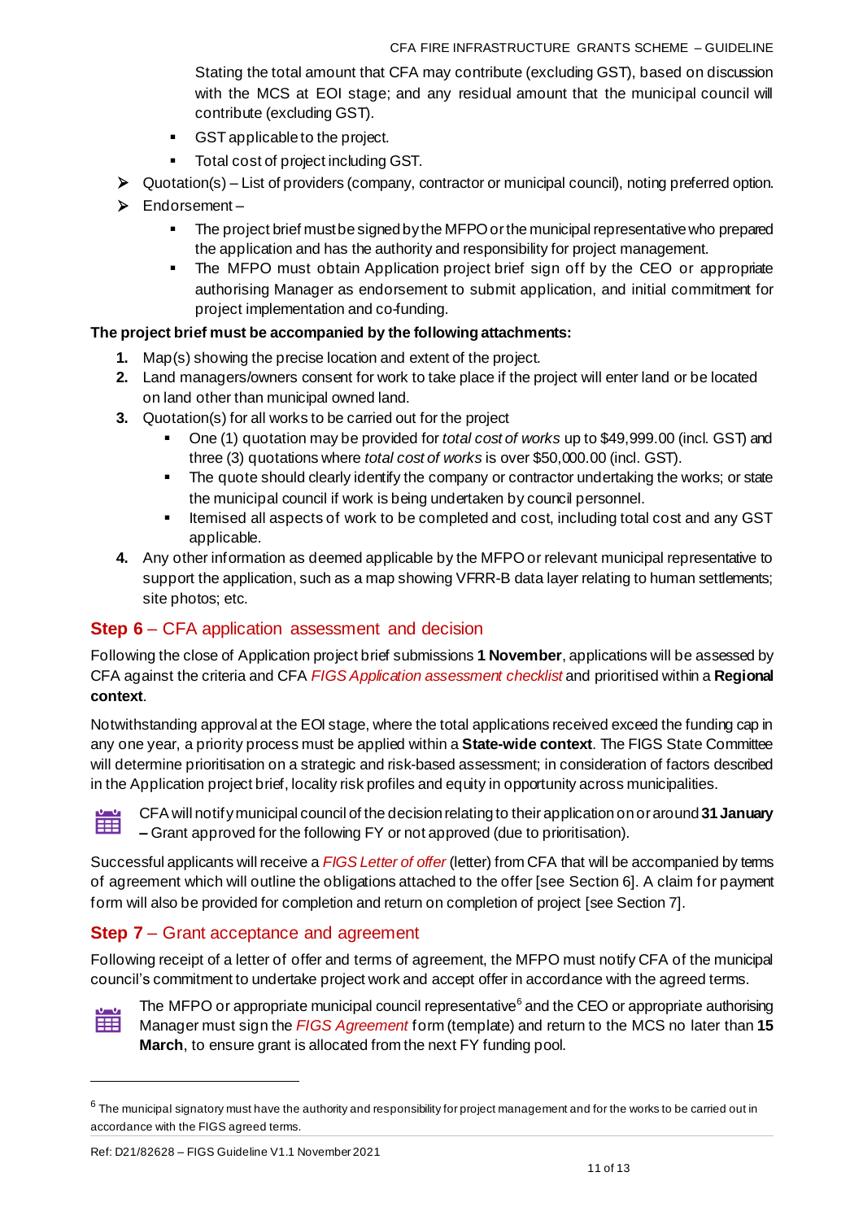Stating the total amount that CFA may contribute (excluding GST), based on discussion with the MCS at EOI stage; and any residual amount that the municipal council will contribute (excluding GST).

- GST applicable to the project.
- Total cost of project including GST.

- Quotation(s) – List of providers (company, contractor or municipal council), noting preferred option.
- Endorsement –
  - The project brief must be signed by the MFPO or the municipal representative who prepared the application and has the authority and responsibility for project management.
  - The MFPO must obtain Application project brief sign off by the CEO or appropriate authorising Manager as endorsement to submit application, and initial commitment for project implementation and co-funding.

**The project brief must be accompanied by the following attachments:**

1. Map(s) showing the precise location and extent of the project.
2. Land managers/owners consent for work to take place if the project will enter land or be located on land other than municipal owned land.
3. Quotation(s) for all works to be carried out for the project
   - One (1) quotation may be provided for *total cost of works* up to $49,999.00 (incl. GST) and three (3) quotations where *total cost of works* is over $50,000.00 (incl. GST).
   - The quote should clearly identify the company or contractor undertaking the works; or state the municipal council if work is being undertaken by council personnel.
   - Itemised all aspects of work to be completed and cost, including total cost and any GST applicable.
4. Any other information as deemed applicable by the MFPO or relevant municipal representative to support the application, such as a map showing VFRR-B data layer relating to human settlements; site photos; etc.

## Step 6 – CFA application assessment and decision

Following the close of Application project brief submissions **1 November**, applications will be assessed by CFA against the criteria and CFA *FIGS Application assessment checklist* and prioritised within a **Regional context**.

Notwithstanding approval at the EOI stage, where the total applications received exceed the funding cap in any one year, a priority process must be applied within a **State-wide context**. The FIGS State Committee will determine prioritisation on a strategic and risk-based assessment; in consideration of factors described in the Application project brief, locality risk profiles and equity in opportunity across municipalities.

CFA will notify municipal council of the decision relating to their application on or around **31 January –** Grant approved for the following FY or not approved (due to prioritisation).

Successful applicants will receive a *FIGS Letter of offer* (letter) from CFA that will be accompanied by terms of agreement which will outline the obligations attached to the offer [see Section 6]. A claim for payment form will also be provided for completion and return on completion of project [see Section 7].

## Step 7 – Grant acceptance and agreement

Following receipt of a letter of offer and terms of agreement, the MFPO must notify CFA of the municipal council's commitment to undertake project work and accept offer in accordance with the agreed terms.

The MFPO or appropriate municipal council representative[6] and the CEO or appropriate authorising Manager must sign the *FIGS Agreement* form (template) and return to the MCS no later than **15 March**, to ensure grant is allocated from the next FY funding pool.

[6] The municipal signatory must have the authority and responsibility for project management and for the works to be carried out in accordance with the FIGS agreed terms.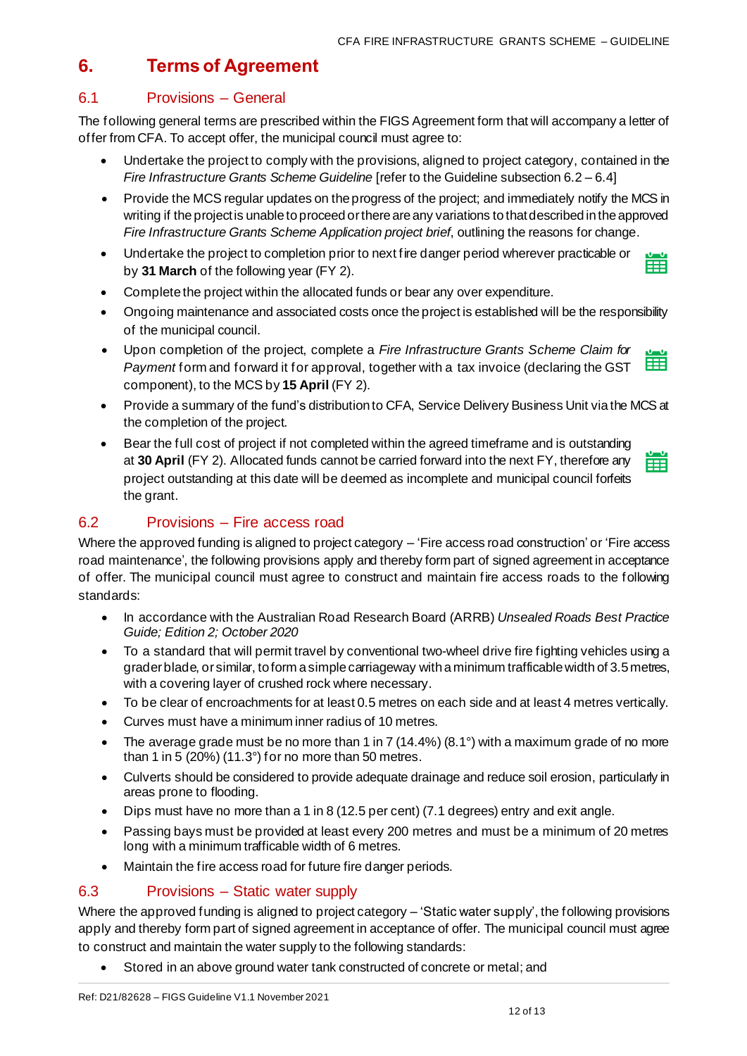# 6. Terms of Agreement

## 6.1 Provisions – General

The following general terms are prescribed within the FIGS Agreement form that will accompany a letter of offer from CFA. To accept offer, the municipal council must agree to:

- Undertake the project to comply with the provisions, aligned to project category, contained in the *Fire Infrastructure Grants Scheme Guideline* [refer to the Guideline subsection 6.2 – 6.4]
- Provide the MCS regular updates on the progress of the project; and immediately notify the MCS in writing if the project is unable to proceed or there are any variations to that described in the approved *Fire Infrastructure Grants Scheme Application project brief*, outlining the reasons for change.
- Undertake the project to completion prior to next fire danger period wherever practicable or by **31 March** of the following year (FY 2).
- Complete the project within the allocated funds or bear any over expenditure.
- Ongoing maintenance and associated costs once the project is established will be the responsibility of the municipal council.
- Upon completion of the project, complete a *Fire Infrastructure Grants Scheme Claim for Payment* form and forward it for approval, together with a tax invoice (declaring the GST component), to the MCS by **15 April** (FY 2).
- Provide a summary of the fund's distribution to CFA, Service Delivery Business Unit via the MCS at the completion of the project.
- Bear the full cost of project if not completed within the agreed timeframe and is outstanding at **30 April** (FY 2). Allocated funds cannot be carried forward into the next FY, therefore any project outstanding at this date will be deemed as incomplete and municipal council forfeits the grant.

## 6.2 Provisions – Fire access road

Where the approved funding is aligned to project category – 'Fire access road construction' or 'Fire access road maintenance', the following provisions apply and thereby form part of signed agreement in acceptance of offer. The municipal council must agree to construct and maintain fire access roads to the following standards:

- In accordance with the Australian Road Research Board (ARRB) *Unsealed Roads Best Practice Guide; Edition 2; October 2020*
- To a standard that will permit travel by conventional two-wheel drive fire fighting vehicles using a grader blade, or similar, to form a simple carriageway with a minimum trafficable width of 3.5 metres, with a covering layer of crushed rock where necessary.
- To be clear of encroachments for at least 0.5 metres on each side and at least 4 metres vertically.
- Curves must have a minimum inner radius of 10 metres.
- The average grade must be no more than 1 in 7 (14.4%) (8.1°) with a maximum grade of no more than 1 in 5 (20%) (11.3°) for no more than 50 metres.
- Culverts should be considered to provide adequate drainage and reduce soil erosion, particularly in areas prone to flooding.
- Dips must have no more than a 1 in 8 (12.5 per cent) (7.1 degrees) entry and exit angle.
- Passing bays must be provided at least every 200 metres and must be a minimum of 20 metres long with a minimum trafficable width of 6 metres.
- Maintain the fire access road for future fire danger periods.

## 6.3 Provisions – Static water supply

Where the approved funding is aligned to project category – 'Static water supply', the following provisions apply and thereby form part of signed agreement in acceptance of offer. The municipal council must agree to construct and maintain the water supply to the following standards:

- Stored in an above ground water tank constructed of concrete or metal; and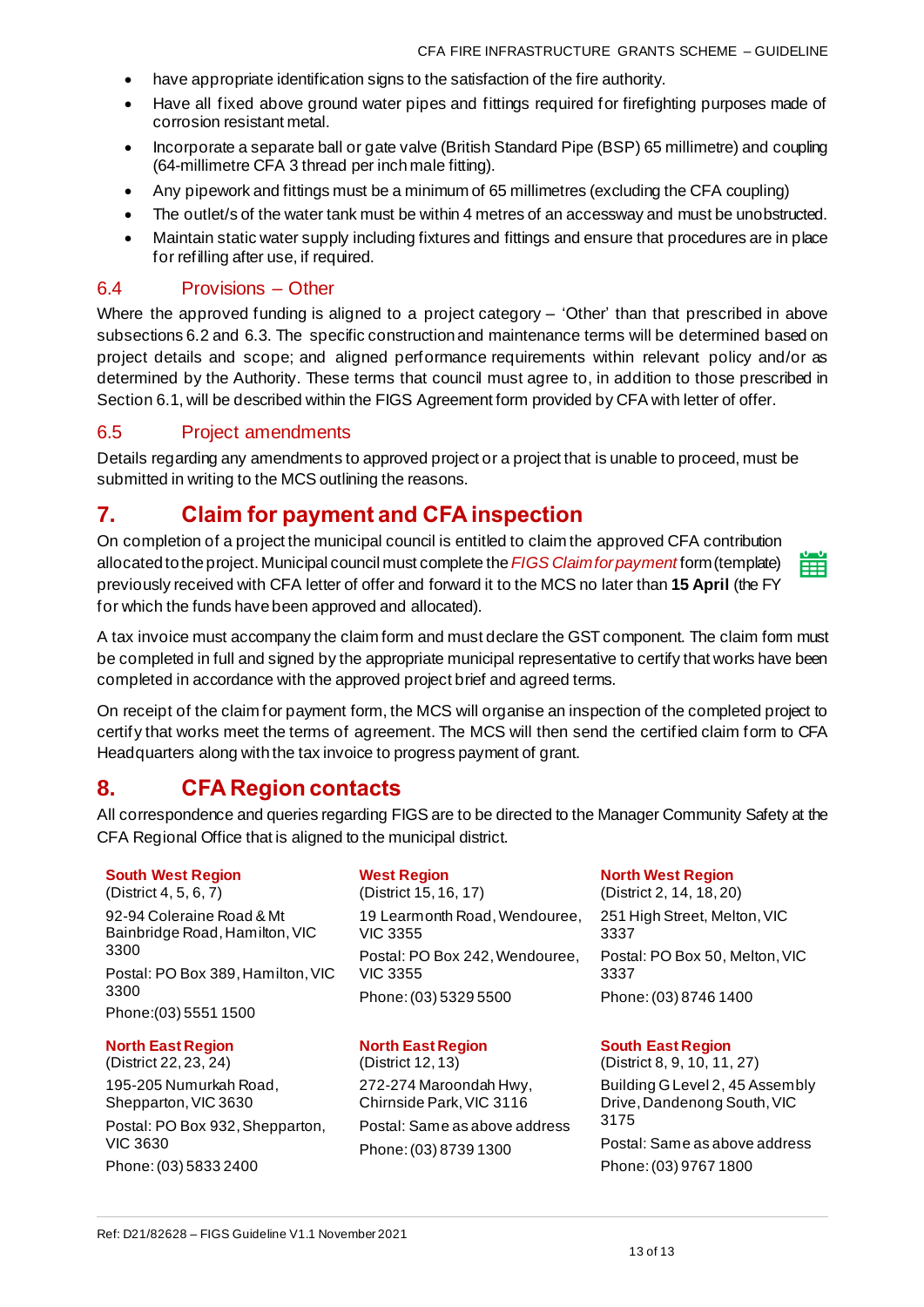- have appropriate identification signs to the satisfaction of the fire authority.
- Have all fixed above ground water pipes and fittings required for firefighting purposes made of corrosion resistant metal.
- Incorporate a separate ball or gate valve (British Standard Pipe (BSP) 65 millimetre) and coupling (64-millimetre CFA 3 thread per inch male fitting).
- Any pipework and fittings must be a minimum of 65 millimetres (excluding the CFA coupling)
- The outlet/s of the water tank must be within 4 metres of an accessway and must be unobstructed.
- Maintain static water supply including fixtures and fittings and ensure that procedures are in place for refilling after use, if required.

### 6.4 Provisions – Other

Where the approved funding is aligned to a project category – 'Other' than that prescribed in above subsections 6.2 and 6.3. The specific construction and maintenance terms will be determined based on project details and scope; and aligned performance requirements within relevant policy and/or as determined by the Authority. These terms that council must agree to, in addition to those prescribed in Section 6.1, will be described within the FIGS Agreement form provided by CFA with letter of offer.

### 6.5 Project amendments

Details regarding any amendments to approved project or a project that is unable to proceed, must be submitted in writing to the MCS outlining the reasons.

## 7. Claim for payment and CFA inspection

On completion of a project the municipal council is entitled to claim the approved CFA contribution allocated to the project. Municipal council must complete the *FIGS Claim for payment* form (template) previously received with CFA letter of offer and forward it to the MCS no later than **15 April** (the FY for which the funds have been approved and allocated).

A tax invoice must accompany the claim form and must declare the GST component. The claim form must be completed in full and signed by the appropriate municipal representative to certify that works have been completed in accordance with the approved project brief and agreed terms.

On receipt of the claim for payment form, the MCS will organise an inspection of the completed project to certify that works meet the terms of agreement. The MCS will then send the certified claim form to CFA Headquarters along with the tax invoice to progress payment of grant.

## 8. CFA Region contacts

All correspondence and queries regarding FIGS are to be directed to the Manager Community Safety at the CFA Regional Office that is aligned to the municipal district.

**South West Region**
(District 4, 5, 6, 7)
92-94 Coleraine Road & Mt Bainbridge Road, Hamilton, VIC 3300
Postal: PO Box 389, Hamilton, VIC 3300
Phone:(03) 5551 1500

**West Region**
(District 15, 16, 17)
19 Learmonth Road, Wendouree, VIC 3355
Postal: PO Box 242, Wendouree, VIC 3355
Phone: (03) 5329 5500

**North West Region**
(District 2, 14, 18, 20)
251 High Street, Melton, VIC 3337
Postal: PO Box 50, Melton, VIC 3337
Phone: (03) 8746 1400

**North East Region**
(District 22, 23, 24)
195-205 Numurkah Road, Shepparton, VIC 3630
Postal: PO Box 932, Shepparton, VIC 3630
Phone: (03) 5833 2400

**North East Region**
(District 12, 13)
272-274 Maroondah Hwy, Chirnside Park, VIC 3116
Postal: Same as above address
Phone: (03) 8739 1300

**South East Region**
(District 8, 9, 10, 11, 27)
Building G Level 2, 45 Assembly Drive, Dandenong South, VIC 3175
Postal: Same as above address
Phone: (03) 9767 1800